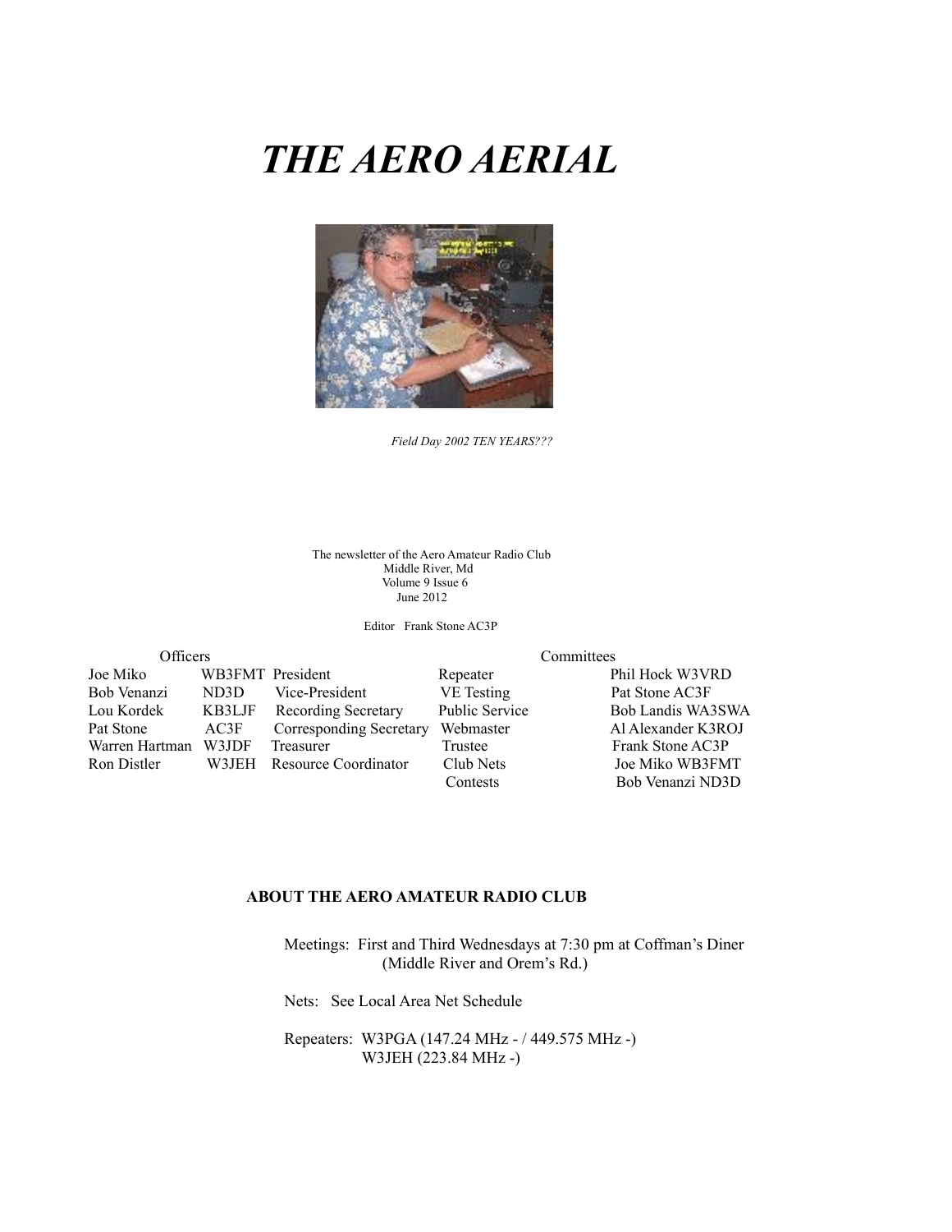# *THE AERO AERIAL*

*Field Day 2002 TEN YEARS???*

The newsletter of the Aero Amateur Radio Club
Middle River, Md
Volume 9 Issue 6
June 2012

Editor Frank Stone AC3P

| Officers | | | Committees | |
|---|---|---|---|---|
| Joe Miko | WB3FMT | President | Repeater | Phil Hock W3VRD |
| Bob Venanzi | ND3D | Vice-President | VE Testing | Pat Stone AC3F |
| Lou Kordek | KB3LJF | Recording Secretary | Public Service | Bob Landis WA3SWA |
| Pat Stone | AC3F | Corresponding Secretary | Webmaster | Al Alexander K3ROJ |
| Warren Hartman | W3JDF | Treasurer | Trustee | Frank Stone AC3P |
| Ron Distler | W3JEH | Resource Coordinator | Club Nets | Joe Miko WB3FMT |
| | | | Contests | Bob Venanzi ND3D |

**ABOUT THE AERO AMATEUR RADIO CLUB**

Meetings: First and Third Wednesdays at 7:30 pm at Coffman's Diner (Middle River and Orem's Rd.)

Nets: See Local Area Net Schedule

Repeaters: W3PGA (147.24 MHz - / 449.575 MHz -)
W3JEH (223.84 MHz -)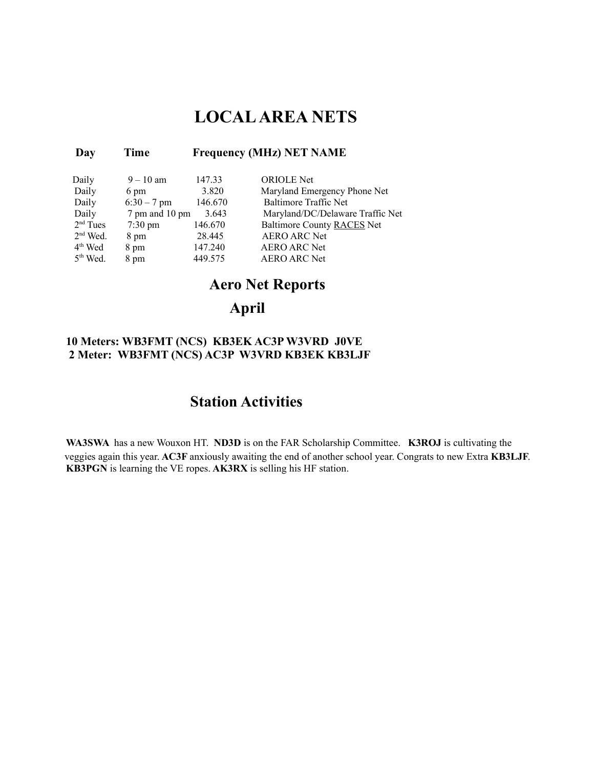# LOCAL AREA NETS

| Day | Time | Frequency (MHz) | NET NAME |
|---|---|---|---|
| Daily | 9 – 10 am | 147.33 | ORIOLE Net |
| Daily | 6 pm | 3.820 | Maryland Emergency Phone Net |
| Daily | 6:30 – 7 pm | 146.670 | Baltimore Traffic Net |
| Daily | 7 pm and 10 pm | 3.643 | Maryland/DC/Delaware Traffic Net |
| 2nd Tues | 7:30 pm | 146.670 | Baltimore County RACES Net |
| 2nd Wed. | 8 pm | 28.445 | AERO ARC Net |
| 4th Wed | 8 pm | 147.240 | AERO ARC Net |
| 5th Wed. | 8 pm | 449.575 | AERO ARC Net |

# Aero Net Reports

## April

**10 Meters: WB3FMT (NCS) KB3EK AC3P W3VRD J0VE**
**2 Meter: WB3FMT (NCS) AC3P W3VRD KB3EK KB3LJF**

# Station Activities

**WA3SWA** has a new Wouxon HT. **ND3D** is on the FAR Scholarship Committee. **K3ROJ** is cultivating the veggies again this year. **AC3F** anxiously awaiting the end of another school year. Congrats to new Extra **KB3LJF**. **KB3PGN** is learning the VE ropes. **AK3RX** is selling his HF station.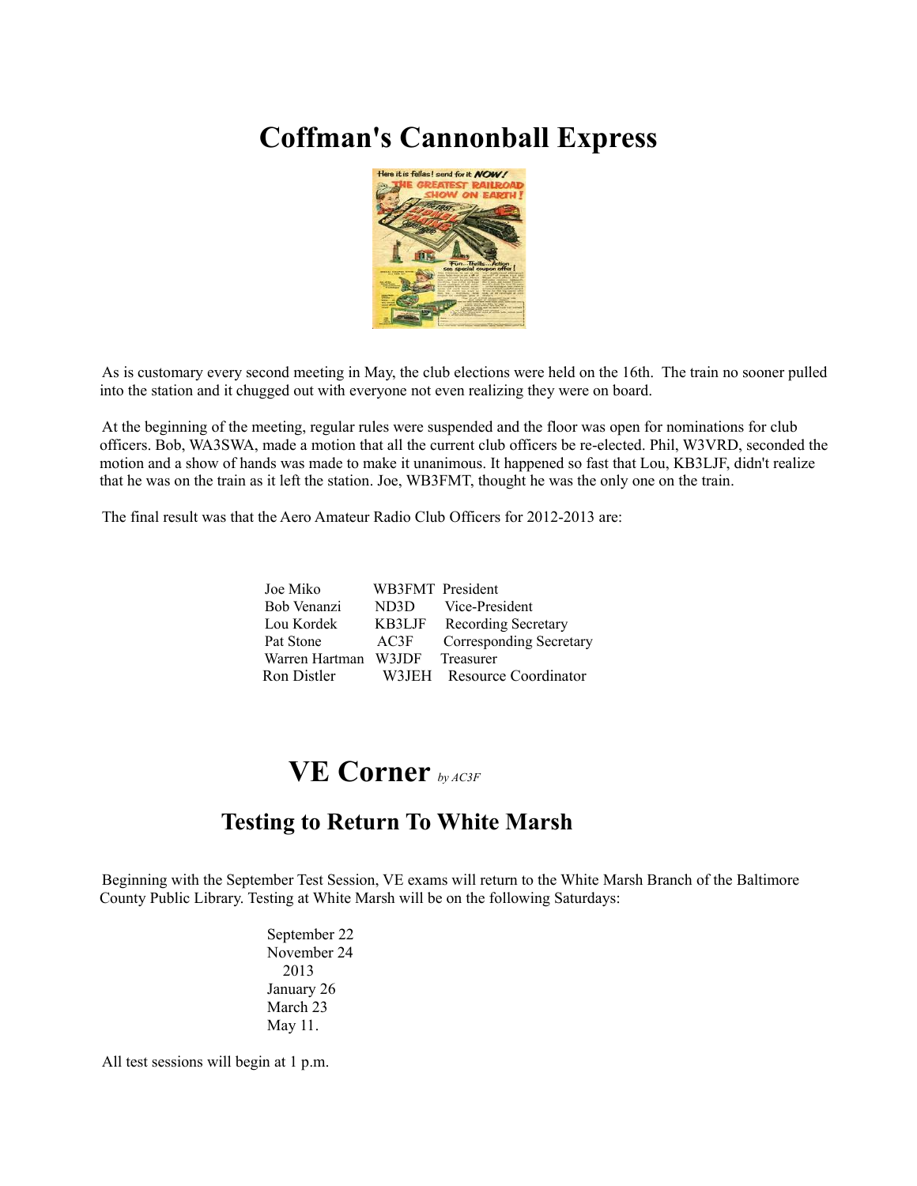# Coffman's Cannonball Express

As is customary every second meeting in May, the club elections were held on the 16th. The train no sooner pulled into the station and it chugged out with everyone not even realizing they were on board.

At the beginning of the meeting, regular rules were suspended and the floor was open for nominations for club officers. Bob, WA3SWA, made a motion that all the current club officers be re-elected. Phil, W3VRD, seconded the motion and a show of hands was made to make it unanimous. It happened so fast that Lou, KB3LJF, didn't realize that he was on the train as it left the station. Joe, WB3FMT, thought he was the only one on the train.

The final result was that the Aero Amateur Radio Club Officers for 2012-2013 are:

| Name | Call | Office |
|---|---|---|
| Joe Miko | WB3FMT | President |
| Bob Venanzi | ND3D | Vice-President |
| Lou Kordek | KB3LJF | Recording Secretary |
| Pat Stone | AC3F | Corresponding Secretary |
| Warren Hartman | W3JDF | Treasurer |
| Ron Distler | W3JEH | Resource Coordinator |

# VE Corner *by AC3F*

## Testing to Return To White Marsh

Beginning with the September Test Session, VE exams will return to the White Marsh Branch of the Baltimore County Public Library. Testing at White Marsh will be on the following Saturdays:

September 22
November 24
2013
January 26
March 23
May 11.

All test sessions will begin at 1 p.m.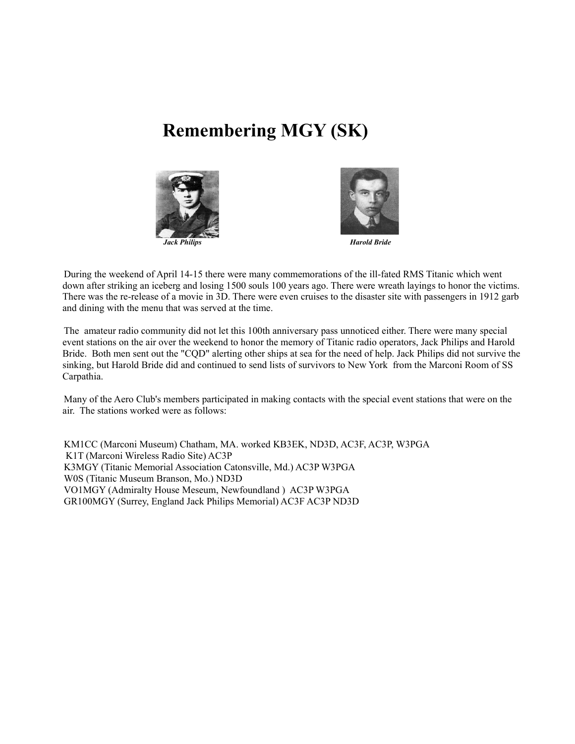# Remembering MGY (SK)

*Jack Philips*

*Harold Bride*

During the weekend of April 14-15 there were many commemorations of the ill-fated RMS Titanic which went down after striking an iceberg and losing 1500 souls 100 years ago. There were wreath layings to honor the victims. There was the re-release of a movie in 3D. There were even cruises to the disaster site with passengers in 1912 garb and dining with the menu that was served at the time.

The amateur radio community did not let this 100th anniversary pass unnoticed either. There were many special event stations on the air over the weekend to honor the memory of Titanic radio operators, Jack Philips and Harold Bride. Both men sent out the "CQD" alerting other ships at sea for the need of help. Jack Philips did not survive the sinking, but Harold Bride did and continued to send lists of survivors to New York from the Marconi Room of SS Carpathia.

Many of the Aero Club's members participated in making contacts with the special event stations that were on the air. The stations worked were as follows:

KM1CC (Marconi Museum) Chatham, MA. worked KB3EK, ND3D, AC3F, AC3P, W3PGA
K1T (Marconi Wireless Radio Site) AC3P
K3MGY (Titanic Memorial Association Catonsville, Md.) AC3P W3PGA
W0S (Titanic Museum Branson, Mo.) ND3D
VO1MGY (Admiralty House Meseum, Newfoundland ) AC3P W3PGA
GR100MGY (Surrey, England Jack Philips Memorial) AC3F AC3P ND3D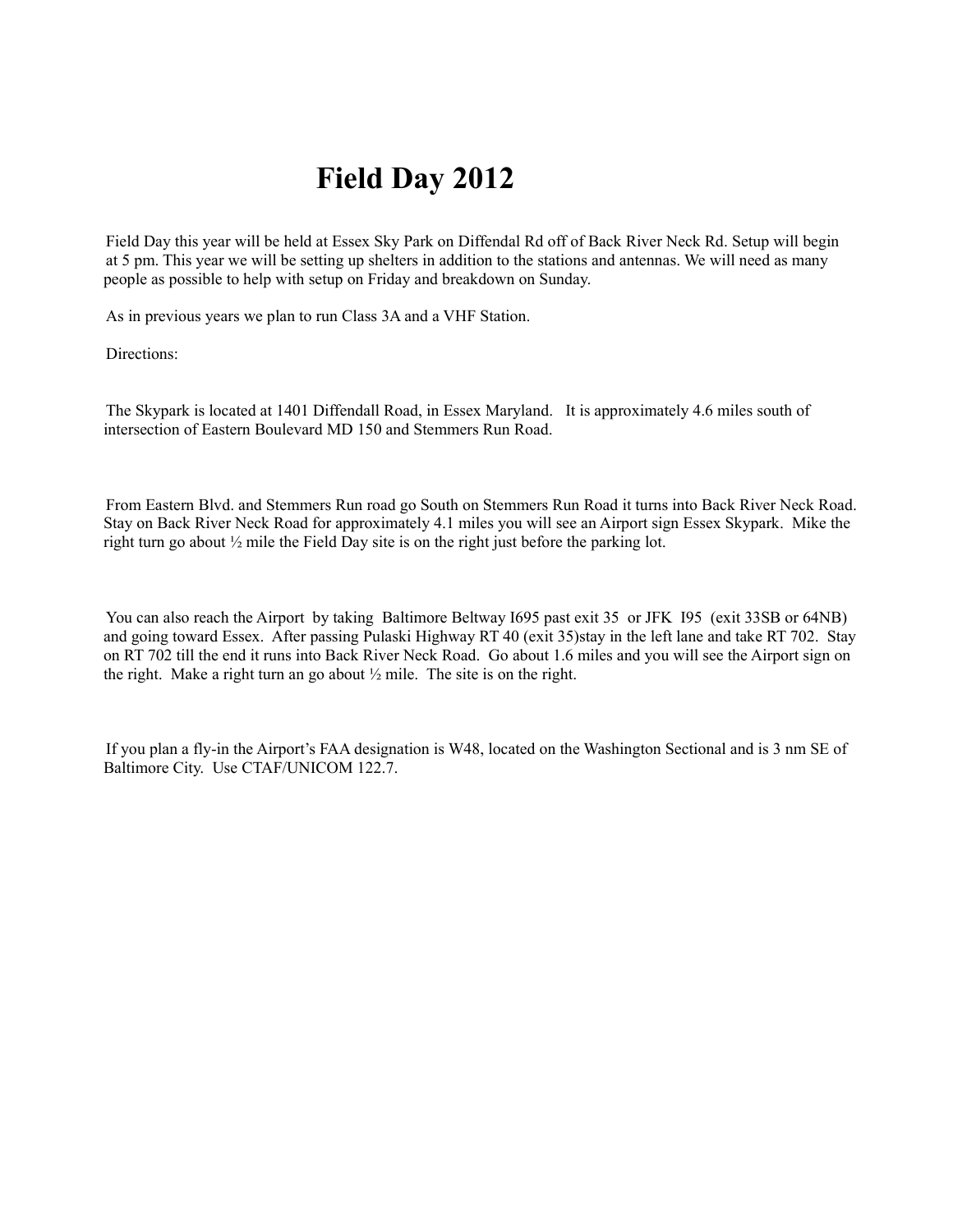# Field Day 2012

Field Day this year will be held at Essex Sky Park on Diffendal Rd off of Back River Neck Rd. Setup will begin at 5 pm. This year we will be setting up shelters in addition to the stations and antennas. We will need as many people as possible to help with setup on Friday and breakdown on Sunday.

As in previous years we plan to run Class 3A and a VHF Station.

Directions:

The Skypark is located at 1401 Diffendall Road, in Essex Maryland. It is approximately 4.6 miles south of intersection of Eastern Boulevard MD 150 and Stemmers Run Road.

From Eastern Blvd. and Stemmers Run road go South on Stemmers Run Road it turns into Back River Neck Road. Stay on Back River Neck Road for approximately 4.1 miles you will see an Airport sign Essex Skypark. Mike the right turn go about ½ mile the Field Day site is on the right just before the parking lot.

You can also reach the Airport by taking Baltimore Beltway I695 past exit 35 or JFK I95 (exit 33SB or 64NB) and going toward Essex. After passing Pulaski Highway RT 40 (exit 35)stay in the left lane and take RT 702. Stay on RT 702 till the end it runs into Back River Neck Road. Go about 1.6 miles and you will see the Airport sign on the right. Make a right turn an go about ½ mile. The site is on the right.

If you plan a fly-in the Airport's FAA designation is W48, located on the Washington Sectional and is 3 nm SE of Baltimore City. Use CTAF/UNICOM 122.7.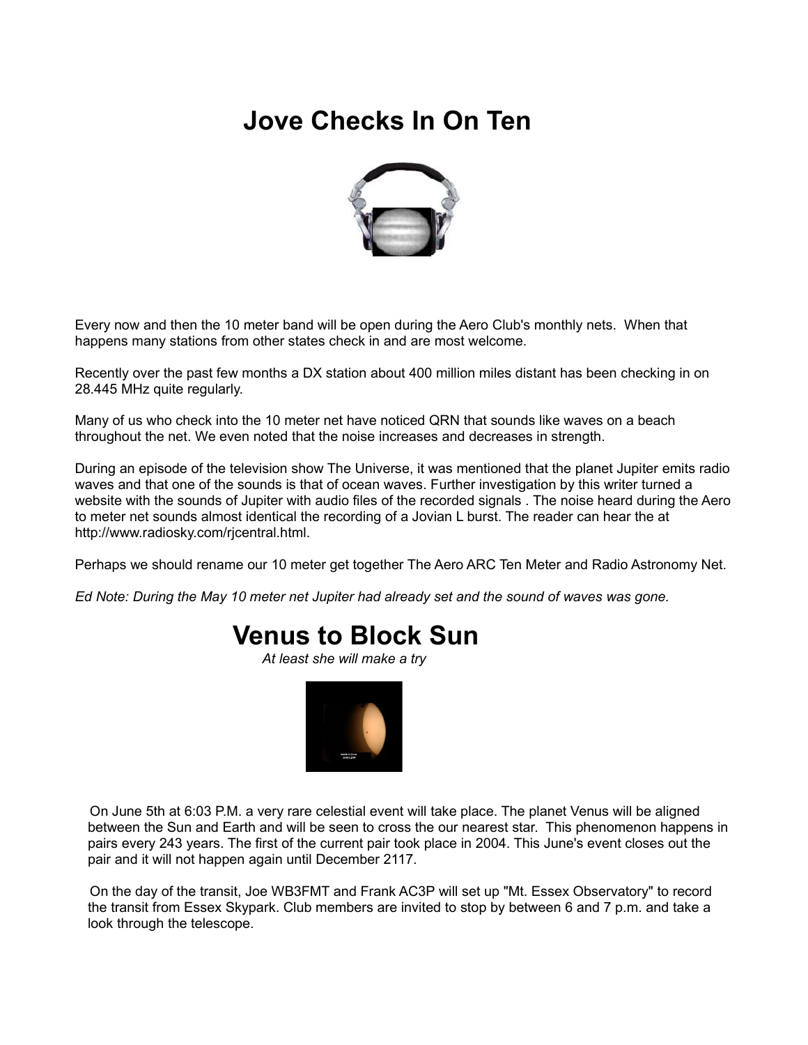# Jove Checks In On Ten

Every now and then the 10 meter band will be open during the Aero Club's monthly nets. When that happens many stations from other states check in and are most welcome.

Recently over the past few months a DX station about 400 million miles distant has been checking in on 28.445 MHz quite regularly.

Many of us who check into the 10 meter net have noticed QRN that sounds like waves on a beach throughout the net. We even noted that the noise increases and decreases in strength.

During an episode of the television show The Universe, it was mentioned that the planet Jupiter emits radio waves and that one of the sounds is that of ocean waves. Further investigation by this writer turned a website with the sounds of Jupiter with audio files of the recorded signals . The noise heard during the Aero to meter net sounds almost identical the recording of a Jovian L burst. The reader can hear the at http://www.radiosky.com/rjcentral.html.

Perhaps we should rename our 10 meter get together The Aero ARC Ten Meter and Radio Astronomy Net.

*Ed Note: During the May 10 meter net Jupiter had already set and the sound of waves was gone.*

# Venus to Block Sun

*At least she will make a try*

On June 5th at 6:03 P.M. a very rare celestial event will take place. The planet Venus will be aligned between the Sun and Earth and will be seen to cross the our nearest star. This phenomenon happens in pairs every 243 years. The first of the current pair took place in 2004. This June's event closes out the pair and it will not happen again until December 2117.

On the day of the transit, Joe WB3FMT and Frank AC3P will set up "Mt. Essex Observatory" to record the transit from Essex Skypark. Club members are invited to stop by between 6 and 7 p.m. and take a look through the telescope.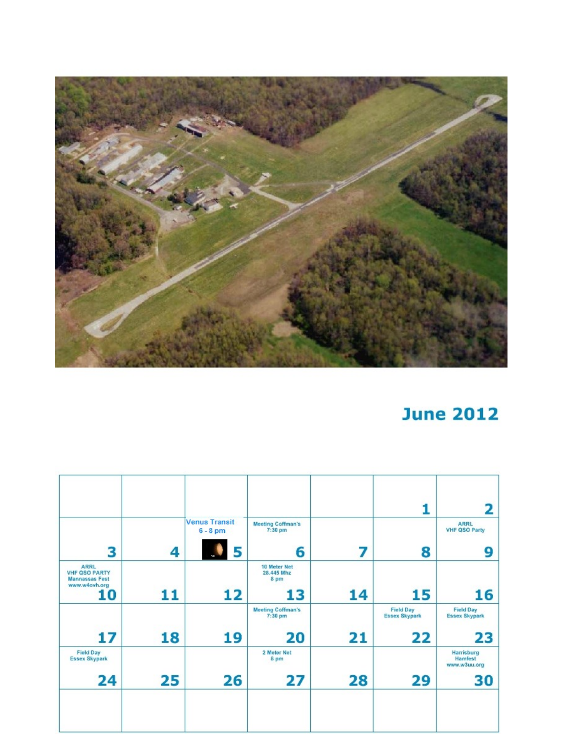## June 2012

| | | | | | | |
|---|---|---|---|---|---|---|
| | | | | | 1 | 2 |
| 3 | 4 | Venus Transit 6 - 8 pm 5 | Meeting Coffman's 7:30 pm 6 | 7 | 8 | ARRL VHF QSO Party 9 |
| ARRL VHF QSO PARTY Mannassas Fest www.w4ovh.org 10 | 11 | 12 | 10 Meter Net 28.445 Mhz 8 pm 13 | 14 | 15 | 16 |
| 17 | 18 | 19 | Meeting Coffman's 7:30 pm 20 | 21 | Field Day Essex Skypark 22 | Field Day Essex Skypark 23 |
| Field Day Essex Skypark 24 | 25 | 26 | 2 Meter Net 8 pm 27 | 28 | 29 | Harrisburg Hamfest www.w3uu.org 30 |
| | | | | | | |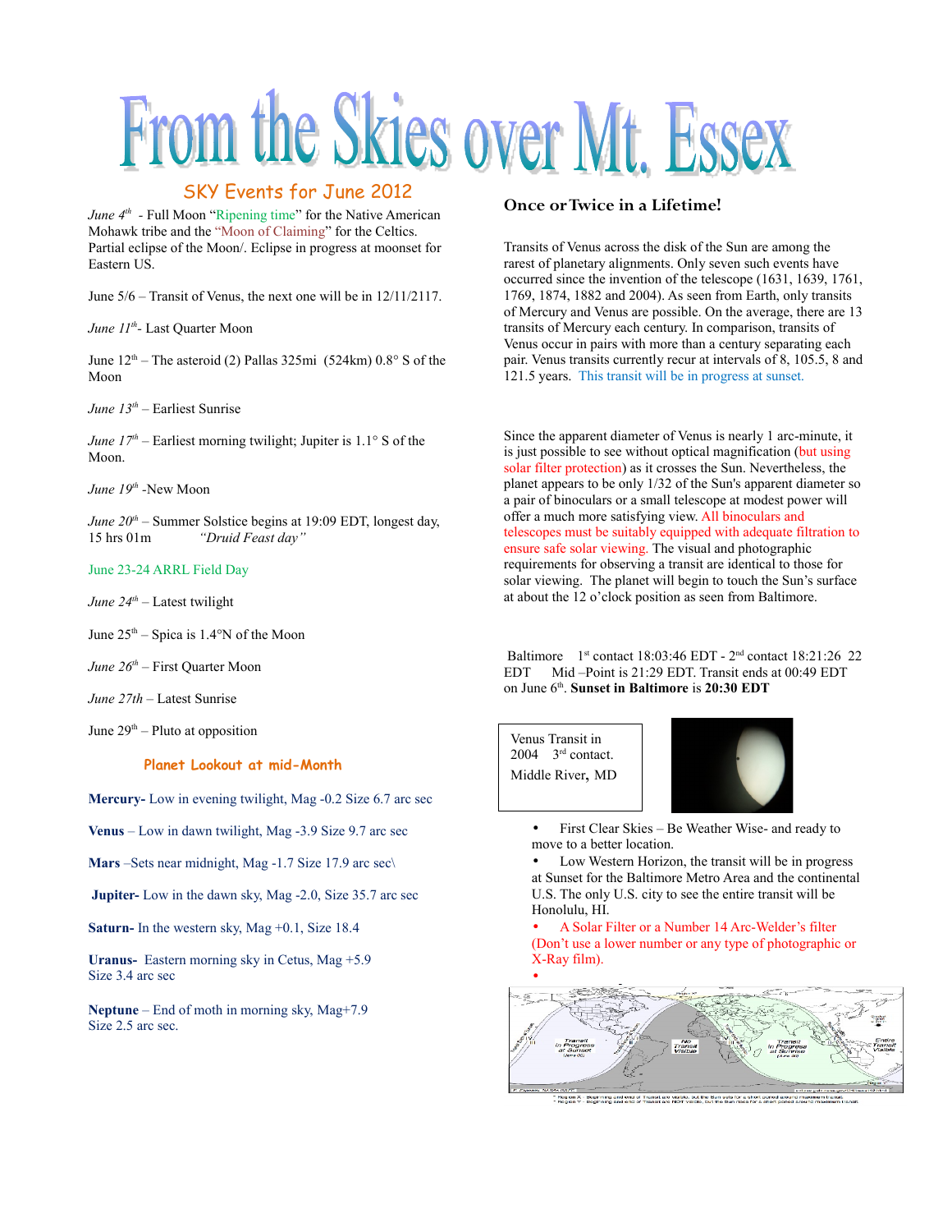# From the Skies over Mt. Essex

## SKY Events for June 2012

*June 4th* - Full Moon "Ripening time" for the Native American Mohawk tribe and the "Moon of Claiming" for the Celtics. Partial eclipse of the Moon/. Eclipse in progress at moonset for Eastern US.

June 5/6 – Transit of Venus, the next one will be in 12/11/2117.

*June 11th*- Last Quarter Moon

June 12th – The asteroid (2) Pallas 325mi (524km) 0.8° S of the Moon

*June 13th* – Earliest Sunrise

*June 17th* – Earliest morning twilight; Jupiter is 1.1° S of the Moon.

*June 19th* -New Moon

*June 20th* – Summer Solstice begins at 19:09 EDT, longest day, 15 hrs 01m *"Druid Feast day"*

June 23-24 ARRL Field Day

*June 24th* – Latest twilight

June 25th – Spica is 1.4°N of the Moon

*June 26th* – First Quarter Moon

*June 27th* – Latest Sunrise

June 29th – Pluto at opposition

### Planet Lookout at mid-Month

**Mercury-** Low in evening twilight, Mag -0.2 Size 6.7 arc sec

**Venus** – Low in dawn twilight, Mag -3.9 Size 9.7 arc sec

**Mars** –Sets near midnight, Mag -1.7 Size 17.9 arc sec\

**Jupiter-** Low in the dawn sky, Mag -2.0, Size 35.7 arc sec

**Saturn-** In the western sky, Mag +0.1, Size 18.4

**Uranus-** Eastern morning sky in Cetus, Mag +5.9 Size 3.4 arc sec

**Neptune** – End of moth in morning sky, Mag+7.9 Size 2.5 arc sec.

## Once or Twice in a Lifetime!

Transits of Venus across the disk of the Sun are among the rarest of planetary alignments. Only seven such events have occurred since the invention of the telescope (1631, 1639, 1761, 1769, 1874, 1882 and 2004). As seen from Earth, only transits of Mercury and Venus are possible. On the average, there are 13 transits of Mercury each century. In comparison, transits of Venus occur in pairs with more than a century separating each pair. Venus transits currently recur at intervals of 8, 105.5, 8 and 121.5 years. This transit will be in progress at sunset.

Since the apparent diameter of Venus is nearly 1 arc-minute, it is just possible to see without optical magnification (but using solar filter protection) as it crosses the Sun. Nevertheless, the planet appears to be only 1/32 of the Sun's apparent diameter so a pair of binoculars or a small telescope at modest power will offer a much more satisfying view. All binoculars and telescopes must be suitably equipped with adequate filtration to ensure safe solar viewing. The visual and photographic requirements for observing a transit are identical to those for solar viewing. The planet will begin to touch the Sun's surface at about the 12 o'clock position as seen from Baltimore.

Baltimore 1st contact 18:03:46 EDT - 2nd contact 18:21:26 22 EDT Mid –Point is 21:29 EDT. Transit ends at 00:49 EDT on June 6th. **Sunset in Baltimore** is **20:30 EDT**

Venus Transit in 2004 3rd contact. Middle River, MD

- First Clear Skies – Be Weather Wise- and ready to move to a better location.
- Low Western Horizon, the transit will be in progress at Sunset for the Baltimore Metro Area and the continental U.S. The only U.S. city to see the entire transit will be Honolulu, HI.
- A Solar Filter or a Number 14 Arc-Welder's filter (Don't use a lower number or any type of photographic or X-Ray film).

Transit in Progress at Sunset
No Transit Visible
Transit in Progress at Sunrise
Entire Transit Visible